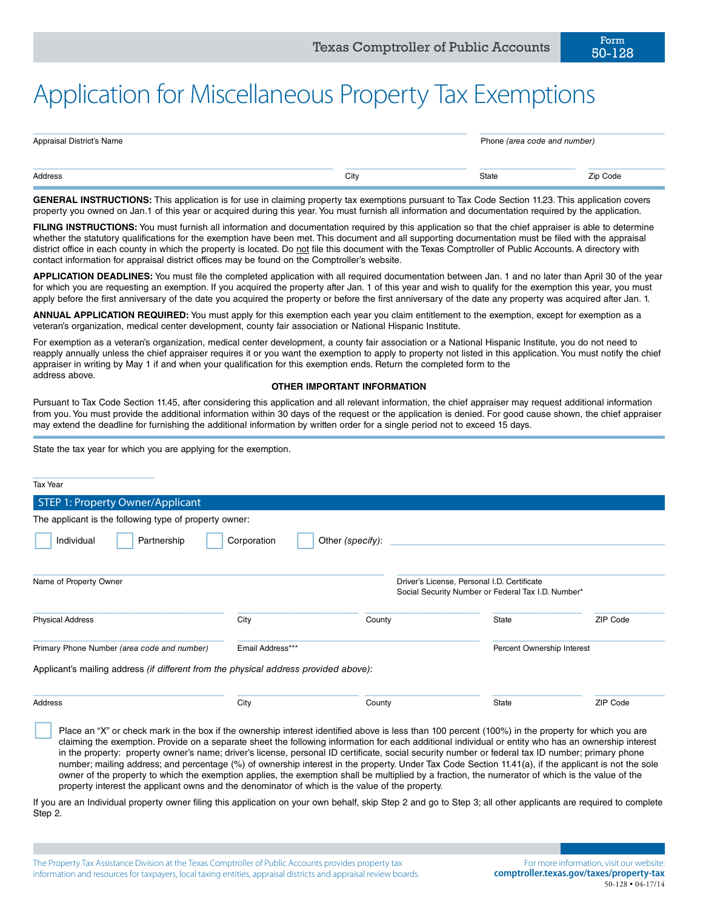Texas Comptroller of Public Accounts

Form **50-128**

# Application for Miscellaneous Property Tax Exemptions

Appraisal District's Name ____________________ Phone *(area code and number)* ____________________

Address ____________________ City ____________________ State __________ Zip Code __________

**GENERAL INSTRUCTIONS:** This application is for use in claiming property tax exemptions pursuant to Tax Code Section 11.23. This application covers property you owned on Jan.1 of this year or acquired during this year. You must furnish all information and documentation required by the application.

**FILING INSTRUCTIONS:** You must furnish all information and documentation required by this application so that the chief appraiser is able to determine whether the statutory qualifications for the exemption have been met. This document and all supporting documentation must be filed with the appraisal district office in each county in which the property is located. Do not file this document with the Texas Comptroller of Public Accounts. A directory with contact information for appraisal district offices may be found on the Comptroller's website.

**APPLICATION DEADLINES:** You must file the completed application with all required documentation between Jan. 1 and no later than April 30 of the year for which you are requesting an exemption. If you acquired the property after Jan. 1 of this year and wish to qualify for the exemption this year, you must apply before the first anniversary of the date you acquired the property or before the first anniversary of the date any property was acquired after Jan. 1.

**ANNUAL APPLICATION REQUIRED:** You must apply for this exemption each year you claim entitlement to the exemption, except for exemption as a veteran's organization, medical center development, county fair association or National Hispanic Institute.

For exemption as a veteran's organization, medical center development, a county fair association or a National Hispanic Institute, you do not need to reapply annually unless the chief appraiser requires it or you want the exemption to apply to property not listed in this application. You must notify the chief appraiser in writing by May 1 if and when your qualification for this exemption ends. Return the completed form to the address above.

**OTHER IMPORTANT INFORMATION**

Pursuant to Tax Code Section 11.45, after considering this application and all relevant information, the chief appraiser may request additional information from you. You must provide the additional information within 30 days of the request or the application is denied. For good cause shown, the chief appraiser may extend the deadline for furnishing the additional information by written order for a single period not to exceed 15 days.

State the tax year for which you are applying for the exemption.

Tax Year ____________________

## STEP 1: Property Owner/Applicant

The applicant is the following type of property owner:

☐ Individual ☐ Partnership ☐ Corporation ☐ Other *(specify)*: ____________________

Name of Property Owner ____________________

Driver's License, Personal I.D. Certificate Social Security Number or Federal Tax I.D. Number* ____________________

Physical Address ____________________ City ____________________ County ____________________ State __________ ZIP Code __________

Primary Phone Number *(area code and number)* ____________________ Email Address*** ____________________ Percent Ownership Interest __________

Applicant's mailing address *(if different from the physical address provided above)*:

Address ____________________ City ____________________ County ____________________ State __________ ZIP Code __________

☐ Place an "X" or check mark in the box if the ownership interest identified above is less than 100 percent (100%) in the property for which you are claiming the exemption. Provide on a separate sheet the following information for each additional individual or entity who has an ownership interest in the property: property owner's name; driver's license, personal ID certificate, social security number or federal tax ID number; primary phone number; mailing address; and percentage (%) of ownership interest in the property. Under Tax Code Section 11.41(a), if the applicant is not the sole owner of the property to which the exemption applies, the exemption shall be multiplied by a fraction, the numerator of which is the value of the property interest the applicant owns and the denominator of which is the value of the property.

If you are an Individual property owner filing this application on your own behalf, skip Step 2 and go to Step 3; all other applicants are required to complete Step 2.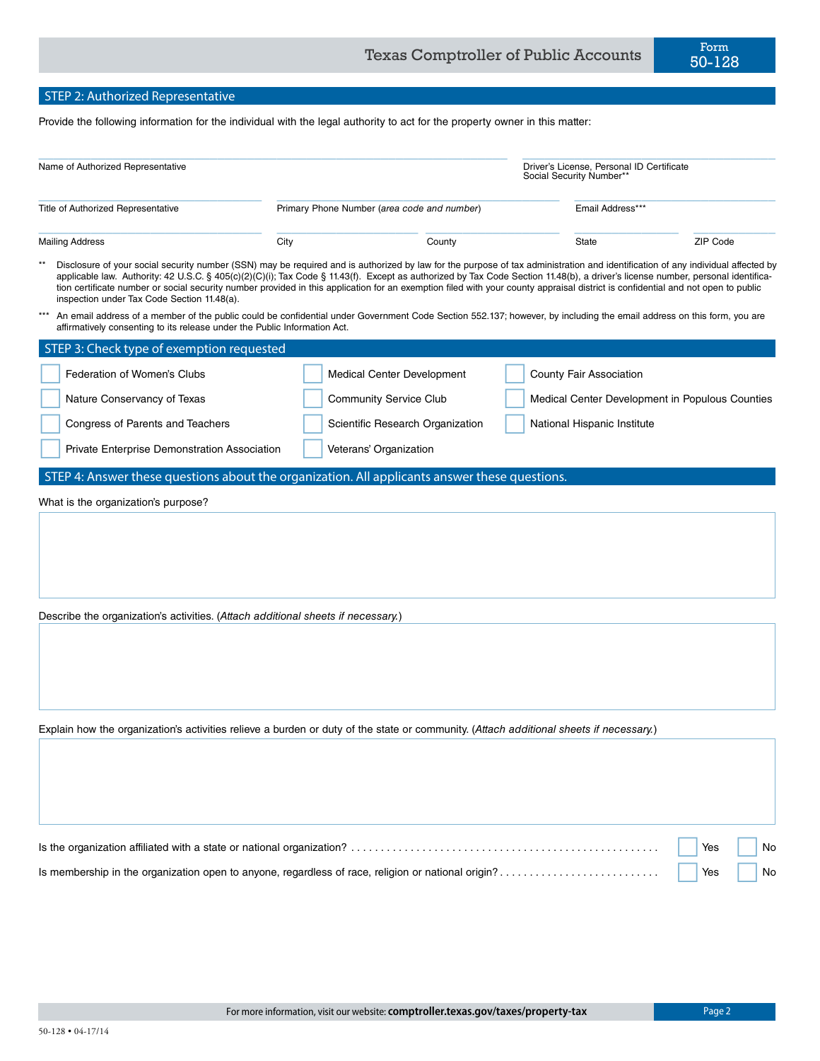## STEP 2: Authorized Representative

Provide the following information for the individual with the legal authority to act for the property owner in this matter:

Name of Authorized Representative

Driver's License, Personal ID Certificate Social Security Number**

Title of Authorized Representative

Primary Phone Number (*area code and number*)

Email Address***

Mailing Address

City

County

State

ZIP Code

** Disclosure of your social security number (SSN) may be required and is authorized by law for the purpose of tax administration and identification of any individual affected by applicable law. Authority: 42 U.S.C. § 405(c)(2)(C)(i); Tax Code § 11.43(f). Except as authorized by Tax Code Section 11.48(b), a driver's license number, personal identification certificate number or social security number provided in this application for an exemption filed with your county appraisal district is confidential and not open to public inspection under Tax Code Section 11.48(a).

*** An email address of a member of the public could be confidential under Government Code Section 552.137; however, by including the email address on this form, you are affirmatively consenting to its release under the Public Information Act.

## STEP 3: Check type of exemption requested

- ☐ Federation of Women's Clubs
- ☐ Nature Conservancy of Texas
- ☐ Congress of Parents and Teachers
- ☐ Private Enterprise Demonstration Association
- ☐ Medical Center Development
- ☐ Community Service Club
- ☐ Scientific Research Organization
- ☐ Veterans' Organization
- ☐ County Fair Association
- ☐ Medical Center Development in Populous Counties
- ☐ National Hispanic Institute

## STEP 4: Answer these questions about the organization. All applicants answer these questions.

What is the organization's purpose?

Describe the organization's activities. (*Attach additional sheets if necessary.*)

Explain how the organization's activities relieve a burden or duty of the state or community. (*Attach additional sheets if necessary.*)

Is the organization affiliated with a state or national organization? .......... ☐ Yes ☐ No

Is membership in the organization open to anyone, regardless of race, religion or national origin? .......... ☐ Yes ☐ No

50-128 • 04-17/14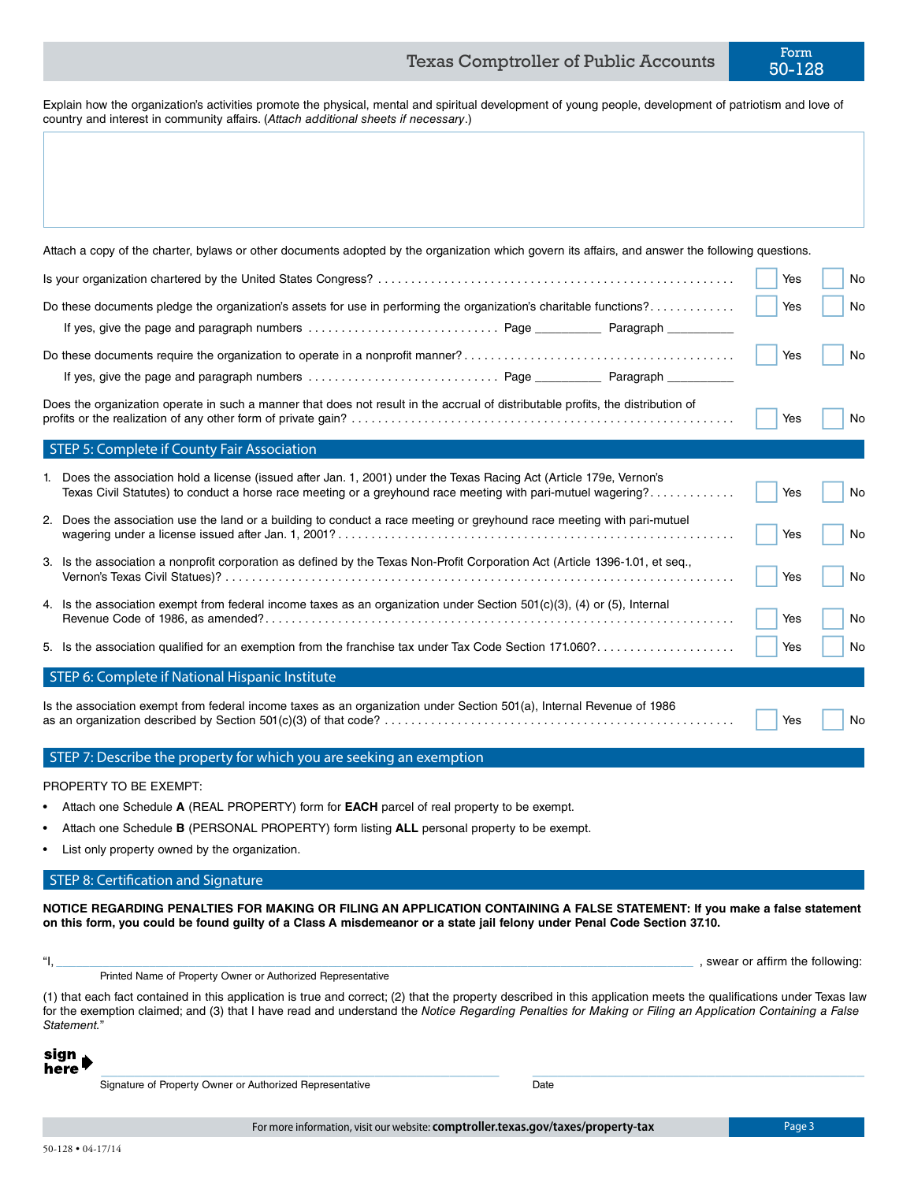Explain how the organization's activities promote the physical, mental and spiritual development of young people, development of patriotism and love of country and interest in community affairs. (*Attach additional sheets if necessary*.)

Attach a copy of the charter, bylaws or other documents adopted by the organization which govern its affairs, and answer the following questions.

Is your organization chartered by the United States Congress? ☐ Yes ☐ No

Do these documents pledge the organization's assets for use in performing the organization's charitable functions? ☐ Yes ☐ No

If yes, give the page and paragraph numbers Page __________ Paragraph __________

Do these documents require the organization to operate in a nonprofit manner? ☐ Yes ☐ No

If yes, give the page and paragraph numbers Page __________ Paragraph __________

Does the organization operate in such a manner that does not result in the accrual of distributable profits, the distribution of profits or the realization of any other form of private gain? ☐ Yes ☐ No

## STEP 5: Complete if County Fair Association

1. Does the association hold a license (issued after Jan. 1, 2001) under the Texas Racing Act (Article 179e, Vernon's Texas Civil Statutes) to conduct a horse race meeting or a greyhound race meeting with pari-mutuel wagering? ☐ Yes ☐ No
2. Does the association use the land or a building to conduct a race meeting or greyhound race meeting with pari-mutuel wagering under a license issued after Jan. 1, 2001? ☐ Yes ☐ No
3. Is the association a nonprofit corporation as defined by the Texas Non-Profit Corporation Act (Article 1396-1.01, et seq., Vernon's Texas Civil Statues)? ☐ Yes ☐ No
4. Is the association exempt from federal income taxes as an organization under Section 501(c)(3), (4) or (5), Internal Revenue Code of 1986, as amended? ☐ Yes ☐ No
5. Is the association qualified for an exemption from the franchise tax under Tax Code Section 171.060? ☐ Yes ☐ No

## STEP 6: Complete if National Hispanic Institute

Is the association exempt from federal income taxes as an organization under Section 501(a), Internal Revenue of 1986 as an organization described by Section 501(c)(3) of that code? ☐ Yes ☐ No

## STEP 7: Describe the property for which you are seeking an exemption

PROPERTY TO BE EXEMPT:

- Attach one Schedule **A** (REAL PROPERTY) form for **EACH** parcel of real property to be exempt.
- Attach one Schedule **B** (PERSONAL PROPERTY) form listing **ALL** personal property to be exempt.
- List only property owned by the organization.

## STEP 8: Certification and Signature

**NOTICE REGARDING PENALTIES FOR MAKING OR FILING AN APPLICATION CONTAINING A FALSE STATEMENT: If you make a false statement on this form, you could be found guilty of a Class A misdemeanor or a state jail felony under Penal Code Section 37.10.**

"I, ______________________________________________________________, swear or affirm the following:

Printed Name of Property Owner or Authorized Representative

(1) that each fact contained in this application is true and correct; (2) that the property described in this application meets the qualifications under Texas law for the exemption claimed; and (3) that I have read and understand the *Notice Regarding Penalties for Making or Filing an Application Containing a False Statement.*"

**sign here** ➡

______________________________________________ ______________________________

Signature of Property Owner or Authorized Representative — Date

For more information, visit our website: **comptroller.texas.gov/taxes/property-tax**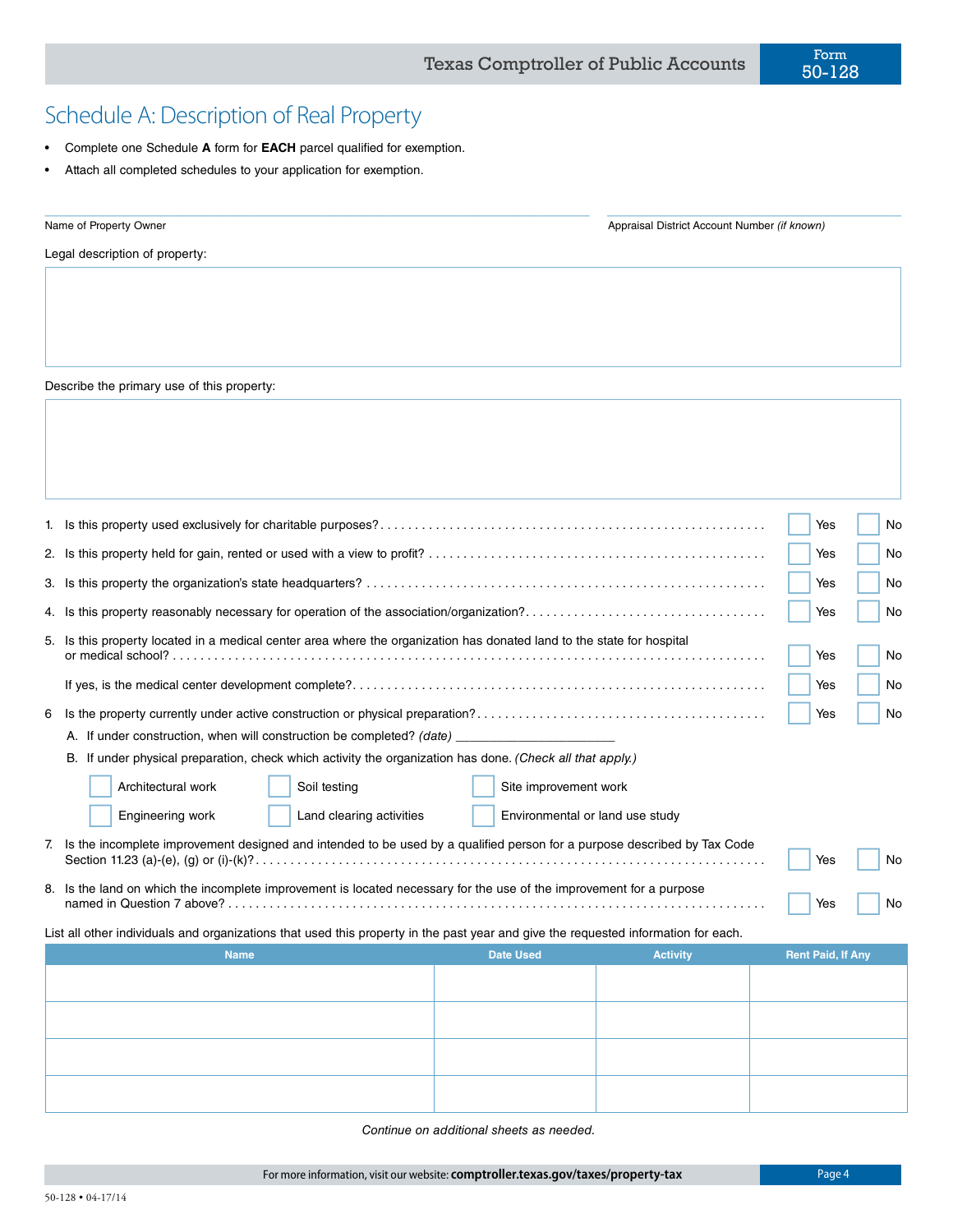# Schedule A: Description of Real Property

- Complete one Schedule **A** form for **EACH** parcel qualified for exemption.
- Attach all completed schedules to your application for exemption.

Name of Property Owner ______________________

Appraisal District Account Number *(if known)* ______________________

Legal description of property:

Describe the primary use of this property:

1. Is this property used exclusively for charitable purposes? ☐ Yes ☐ No
2. Is this property held for gain, rented or used with a view to profit? ☐ Yes ☐ No
3. Is this property the organization's state headquarters? ☐ Yes ☐ No
4. Is this property reasonably necessary for operation of the association/organization? ☐ Yes ☐ No
5. Is this property located in a medical center area where the organization has donated land to the state for hospital or medical school? ☐ Yes ☐ No

   If yes, is the medical center development complete? ☐ Yes ☐ No
6. Is the property currently under active construction or physical preparation? ☐ Yes ☐ No
   - A. If under construction, when will construction be completed? *(date)* ______________________
   - B. If under physical preparation, check which activity the organization has done. *(Check all that apply.)*

     ☐ Architectural work ☐ Soil testing ☐ Site improvement work

     ☐ Engineering work ☐ Land clearing activities ☐ Environmental or land use study
7. Is the incomplete improvement designed and intended to be used by a qualified person for a purpose described by Tax Code Section 11.23 (a)-(e), (g) or (i)-(k)? ☐ Yes ☐ No
8. Is the land on which the incomplete improvement is located necessary for the use of the improvement for a purpose named in Question 7 above? ☐ Yes ☐ No

List all other individuals and organizations that used this property in the past year and give the requested information for each.

| Name | Date Used | Activity | Rent Paid, If Any |
|---|---|---|---|
| | | | |
| | | | |
| | | | |
| | | | |

*Continue on additional sheets as needed.*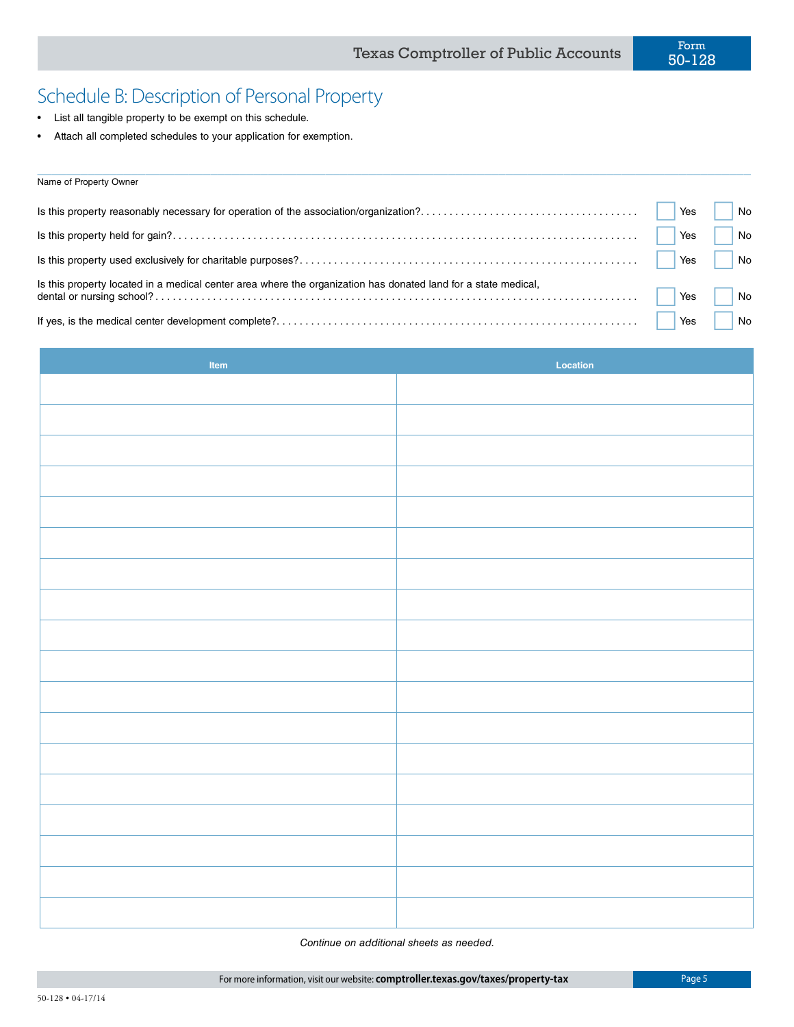Texas Comptroller of Public Accounts — Form 50-128

## Schedule B: Description of Personal Property

- List all tangible property to be exempt on this schedule.
- Attach all completed schedules to your application for exemption.

Name of Property Owner

Is this property reasonably necessary for operation of the association/organization? ☐ Yes ☐ No

Is this property held for gain? ☐ Yes ☐ No

Is this property used exclusively for charitable purposes? ☐ Yes ☐ No

Is this property located in a medical center area where the organization has donated land for a state medical, dental or nursing school? ☐ Yes ☐ No

If yes, is the medical center development complete? ☐ Yes ☐ No

| Item | Location |
|---|---|
| | |
| | |
| | |
| | |
| | |
| | |
| | |
| | |
| | |
| | |
| | |
| | |
| | |
| | |
| | |
| | |
| | |
| | |

*Continue on additional sheets as needed.*

For more information, visit our website: **comptroller.texas.gov/taxes/property-tax**

50-128 • 04-17/14